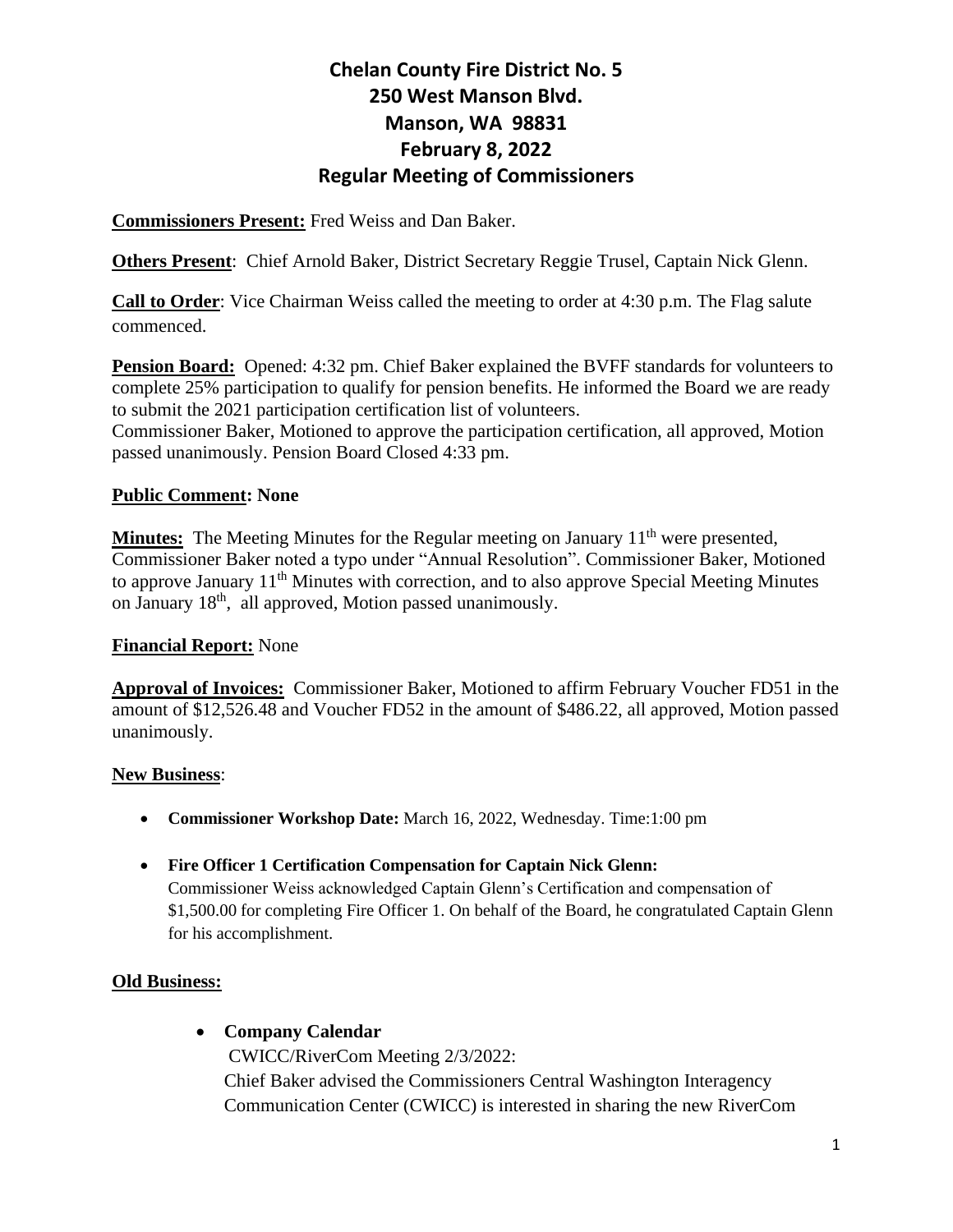# Chelan County Fire District No. 5
# 250 West Manson Blvd.
# Manson, WA 98831
# February 8, 2022
# Regular Meeting of Commissioners

**Commissioners Present:** Fred Weiss and Dan Baker.

**Others Present**: Chief Arnold Baker, District Secretary Reggie Trusel, Captain Nick Glenn.

**Call to Order**: Vice Chairman Weiss called the meeting to order at 4:30 p.m. The Flag salute commenced.

**Pension Board:** Opened: 4:32 pm. Chief Baker explained the BVFF standards for volunteers to complete 25% participation to qualify for pension benefits. He informed the Board we are ready to submit the 2021 participation certification list of volunteers.
Commissioner Baker, Motioned to approve the participation certification, all approved, Motion passed unanimously. Pension Board Closed 4:33 pm.

**Public Comment: None**

**Minutes:** The Meeting Minutes for the Regular meeting on January 11th were presented, Commissioner Baker noted a typo under "Annual Resolution". Commissioner Baker, Motioned to approve January 11th Minutes with correction, and to also approve Special Meeting Minutes on January 18th, all approved, Motion passed unanimously.

**Financial Report:** None

**Approval of Invoices:** Commissioner Baker, Motioned to affirm February Voucher FD51 in the amount of $12,526.48 and Voucher FD52 in the amount of $486.22, all approved, Motion passed unanimously.

**New Business**:

- **Commissioner Workshop Date:** March 16, 2022, Wednesday. Time:1:00 pm
- **Fire Officer 1 Certification Compensation for Captain Nick Glenn:**
  Commissioner Weiss acknowledged Captain Glenn's Certification and compensation of $1,500.00 for completing Fire Officer 1. On behalf of the Board, he congratulated Captain Glenn for his accomplishment.

**Old Business:**

- **Company Calendar**
  CWICC/RiverCom Meeting 2/3/2022:
  Chief Baker advised the Commissioners Central Washington Interagency Communication Center (CWICC) is interested in sharing the new RiverCom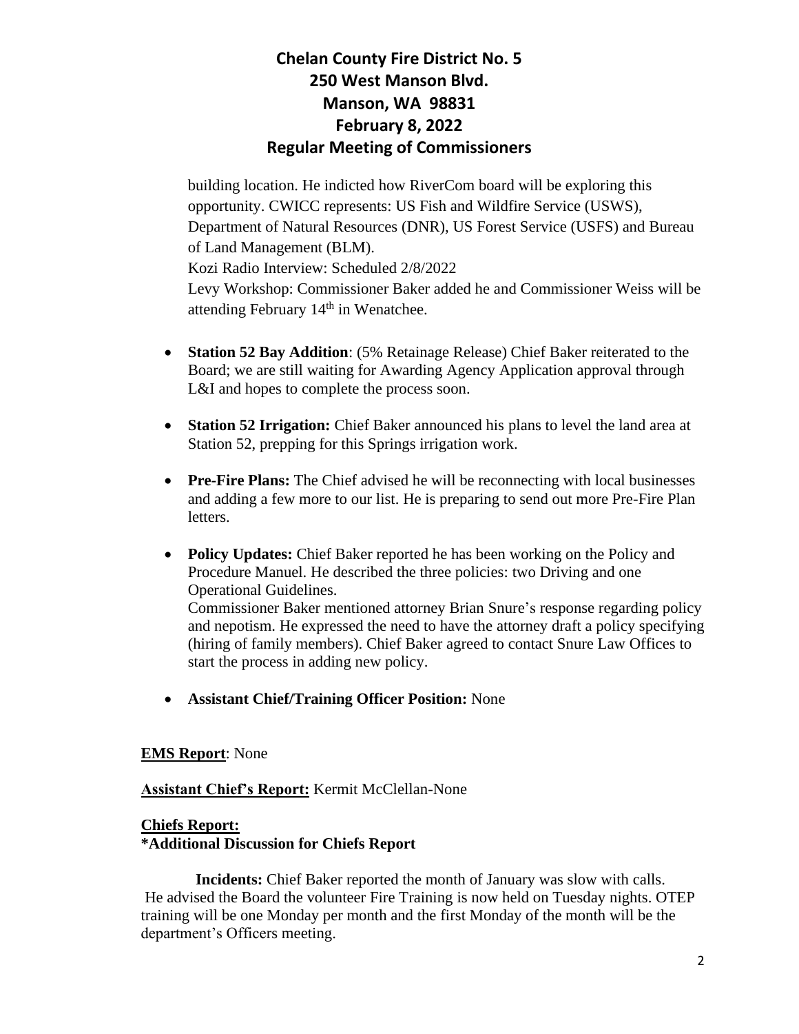building location. He indicted how RiverCom board will be exploring this opportunity. CWICC represents: US Fish and Wildfire Service (USWS), Department of Natural Resources (DNR), US Forest Service (USFS) and Bureau of Land Management (BLM).
Kozi Radio Interview: Scheduled 2/8/2022
Levy Workshop: Commissioner Baker added he and Commissioner Weiss will be attending February 14th in Wenatchee.

- **Station 52 Bay Addition**: (5% Retainage Release) Chief Baker reiterated to the Board; we are still waiting for Awarding Agency Application approval through L&I and hopes to complete the process soon.

- **Station 52 Irrigation:** Chief Baker announced his plans to level the land area at Station 52, prepping for this Springs irrigation work.

- **Pre-Fire Plans:** The Chief advised he will be reconnecting with local businesses and adding a few more to our list. He is preparing to send out more Pre-Fire Plan letters.

- **Policy Updates:** Chief Baker reported he has been working on the Policy and Procedure Manuel. He described the three policies: two Driving and one Operational Guidelines.
  Commissioner Baker mentioned attorney Brian Snure's response regarding policy and nepotism. He expressed the need to have the attorney draft a policy specifying (hiring of family members). Chief Baker agreed to contact Snure Law Offices to start the process in adding new policy.

- **Assistant Chief/Training Officer Position:** None

**EMS Report**: None

**Assistant Chief's Report:** Kermit McClellan-None

**Chiefs Report:**
**\*Additional Discussion for Chiefs Report**

**Incidents:** Chief Baker reported the month of January was slow with calls. He advised the Board the volunteer Fire Training is now held on Tuesday nights. OTEP training will be one Monday per month and the first Monday of the month will be the department's Officers meeting.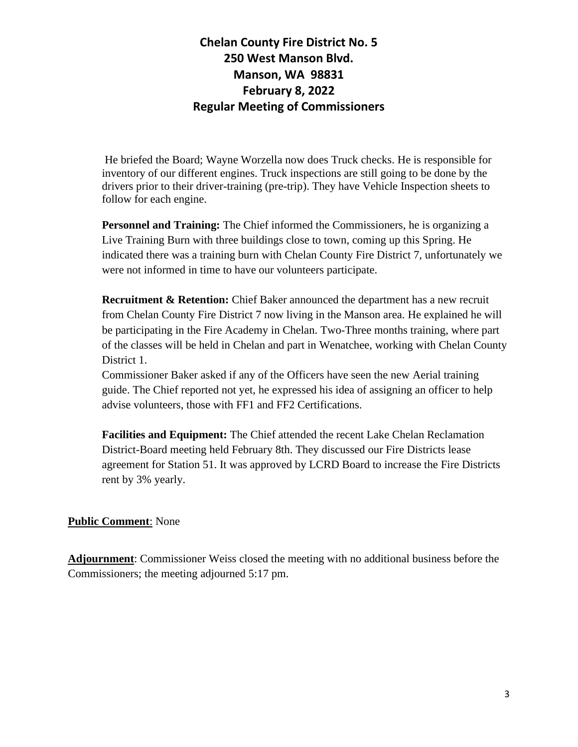# Chelan County Fire District No. 5
# 250 West Manson Blvd.
# Manson, WA 98831
# February 8, 2022
# Regular Meeting of Commissioners

He briefed the Board; Wayne Worzella now does Truck checks. He is responsible for inventory of our different engines. Truck inspections are still going to be done by the drivers prior to their driver-training (pre-trip). They have Vehicle Inspection sheets to follow for each engine.

**Personnel and Training:** The Chief informed the Commissioners, he is organizing a Live Training Burn with three buildings close to town, coming up this Spring. He indicated there was a training burn with Chelan County Fire District 7, unfortunately we were not informed in time to have our volunteers participate.

**Recruitment & Retention:** Chief Baker announced the department has a new recruit from Chelan County Fire District 7 now living in the Manson area. He explained he will be participating in the Fire Academy in Chelan. Two-Three months training, where part of the classes will be held in Chelan and part in Wenatchee, working with Chelan County District 1.
Commissioner Baker asked if any of the Officers have seen the new Aerial training guide. The Chief reported not yet, he expressed his idea of assigning an officer to help advise volunteers, those with FF1 and FF2 Certifications.

**Facilities and Equipment:** The Chief attended the recent Lake Chelan Reclamation District-Board meeting held February 8th. They discussed our Fire Districts lease agreement for Station 51. It was approved by LCRD Board to increase the Fire Districts rent by 3% yearly.

**Public Comment**: None

**Adjournment**: Commissioner Weiss closed the meeting with no additional business before the Commissioners; the meeting adjourned 5:17 pm.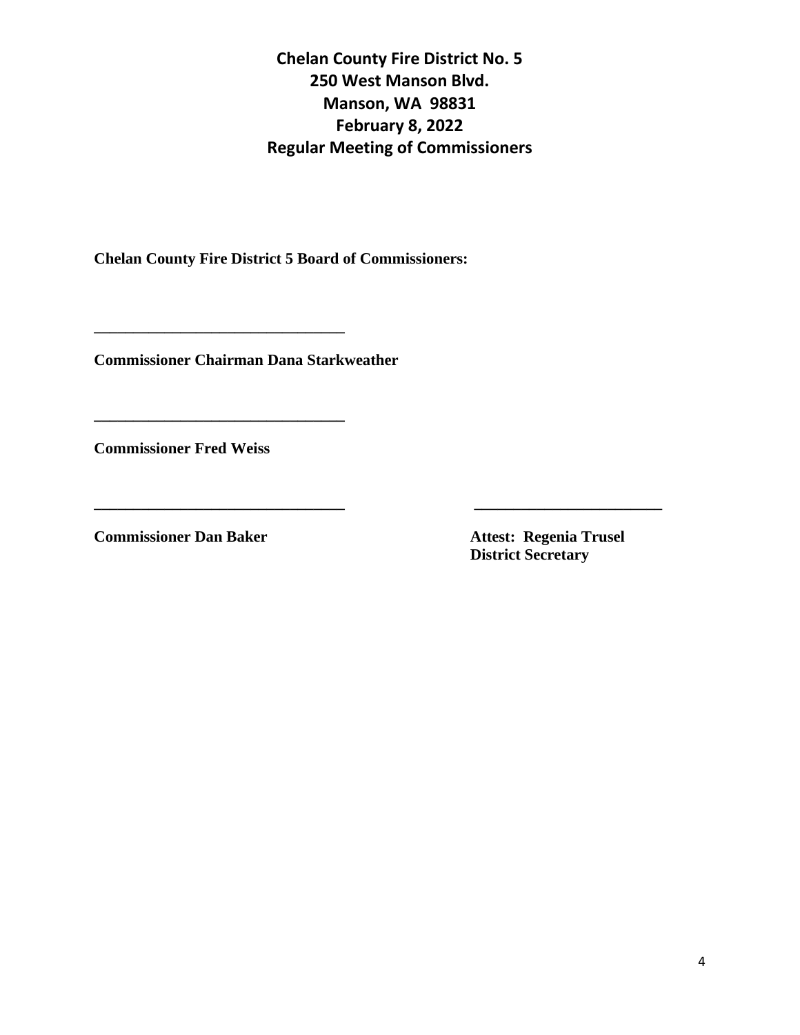**Chelan County Fire District No. 5**
**250 West Manson Blvd.**
**Manson, WA 98831**
**February 8, 2022**
**Regular Meeting of Commissioners**

**Chelan County Fire District 5 Board of Commissioners:**

**________________________________**

**Commissioner Chairman Dana Starkweather**

**________________________________**

**Commissioner Fred Weiss**

**________________________________**

**Commissioner Dan Baker**

**________________________**

**Attest: Regenia Trusel**
**District Secretary**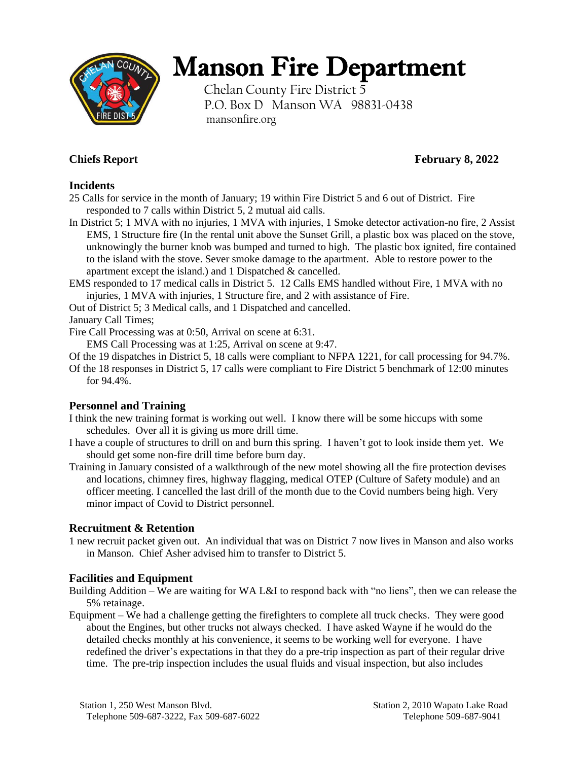# Manson Fire Department

Chelan County Fire District 5
P.O. Box D Manson WA 98831-0438
mansonfire.org

**Chiefs Report** **February 8, 2022**

### Incidents

25 Calls for service in the month of January; 19 within Fire District 5 and 6 out of District. Fire responded to 7 calls within District 5, 2 mutual aid calls.

In District 5; 1 MVA with no injuries, 1 MVA with injuries, 1 Smoke detector activation-no fire, 2 Assist EMS, 1 Structure fire (In the rental unit above the Sunset Grill, a plastic box was placed on the stove, unknowingly the burner knob was bumped and turned to high. The plastic box ignited, fire contained to the island with the stove. Sever smoke damage to the apartment. Able to restore power to the apartment except the island.) and 1 Dispatched & cancelled.

EMS responded to 17 medical calls in District 5. 12 Calls EMS handled without Fire, 1 MVA with no injuries, 1 MVA with injuries, 1 Structure fire, and 2 with assistance of Fire.

Out of District 5; 3 Medical calls, and 1 Dispatched and cancelled.

January Call Times;

Fire Call Processing was at 0:50, Arrival on scene at 6:31.

EMS Call Processing was at 1:25, Arrival on scene at 9:47.

Of the 19 dispatches in District 5, 18 calls were compliant to NFPA 1221, for call processing for 94.7%.

Of the 18 responses in District 5, 17 calls were compliant to Fire District 5 benchmark of 12:00 minutes for 94.4%.

### Personnel and Training

I think the new training format is working out well. I know there will be some hiccups with some schedules. Over all it is giving us more drill time.

I have a couple of structures to drill on and burn this spring. I haven't got to look inside them yet. We should get some non-fire drill time before burn day.

Training in January consisted of a walkthrough of the new motel showing all the fire protection devises and locations, chimney fires, highway flagging, medical OTEP (Culture of Safety module) and an officer meeting. I cancelled the last drill of the month due to the Covid numbers being high. Very minor impact of Covid to District personnel.

### Recruitment & Retention

1 new recruit packet given out. An individual that was on District 7 now lives in Manson and also works in Manson. Chief Asher advised him to transfer to District 5.

### Facilities and Equipment

Building Addition – We are waiting for WA L&I to respond back with "no liens", then we can release the 5% retainage.

Equipment – We had a challenge getting the firefighters to complete all truck checks. They were good about the Engines, but other trucks not always checked. I have asked Wayne if he would do the detailed checks monthly at his convenience, it seems to be working well for everyone. I have redefined the driver's expectations in that they do a pre-trip inspection as part of their regular drive time. The pre-trip inspection includes the usual fluids and visual inspection, but also includes

Station 1, 250 West Manson Blvd.
Telephone 509-687-3222, Fax 509-687-6022

Station 2, 2010 Wapato Lake Road
Telephone 509-687-9041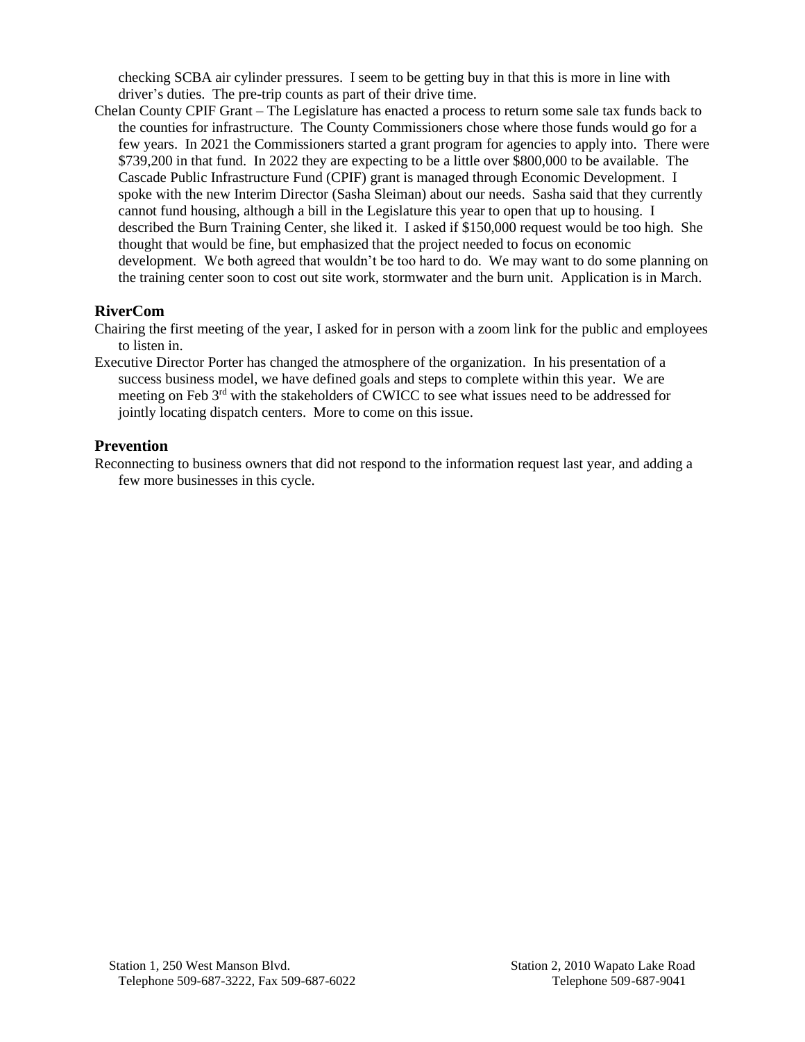checking SCBA air cylinder pressures. I seem to be getting buy in that this is more in line with driver's duties. The pre-trip counts as part of their drive time.

Chelan County CPIF Grant – The Legislature has enacted a process to return some sale tax funds back to the counties for infrastructure. The County Commissioners chose where those funds would go for a few years. In 2021 the Commissioners started a grant program for agencies to apply into. There were $739,200 in that fund. In 2022 they are expecting to be a little over $800,000 to be available. The Cascade Public Infrastructure Fund (CPIF) grant is managed through Economic Development. I spoke with the new Interim Director (Sasha Sleiman) about our needs. Sasha said that they currently cannot fund housing, although a bill in the Legislature this year to open that up to housing. I described the Burn Training Center, she liked it. I asked if $150,000 request would be too high. She thought that would be fine, but emphasized that the project needed to focus on economic development. We both agreed that wouldn't be too hard to do. We may want to do some planning on the training center soon to cost out site work, stormwater and the burn unit. Application is in March.

### RiverCom

Chairing the first meeting of the year, I asked for in person with a zoom link for the public and employees to listen in.

Executive Director Porter has changed the atmosphere of the organization. In his presentation of a success business model, we have defined goals and steps to complete within this year. We are meeting on Feb 3rd with the stakeholders of CWICC to see what issues need to be addressed for jointly locating dispatch centers. More to come on this issue.

### Prevention

Reconnecting to business owners that did not respond to the information request last year, and adding a few more businesses in this cycle.

Station 1, 250 West Manson Blvd.
Telephone 509-687-3222, Fax 509-687-6022

Station 2, 2010 Wapato Lake Road
Telephone 509-687-9041